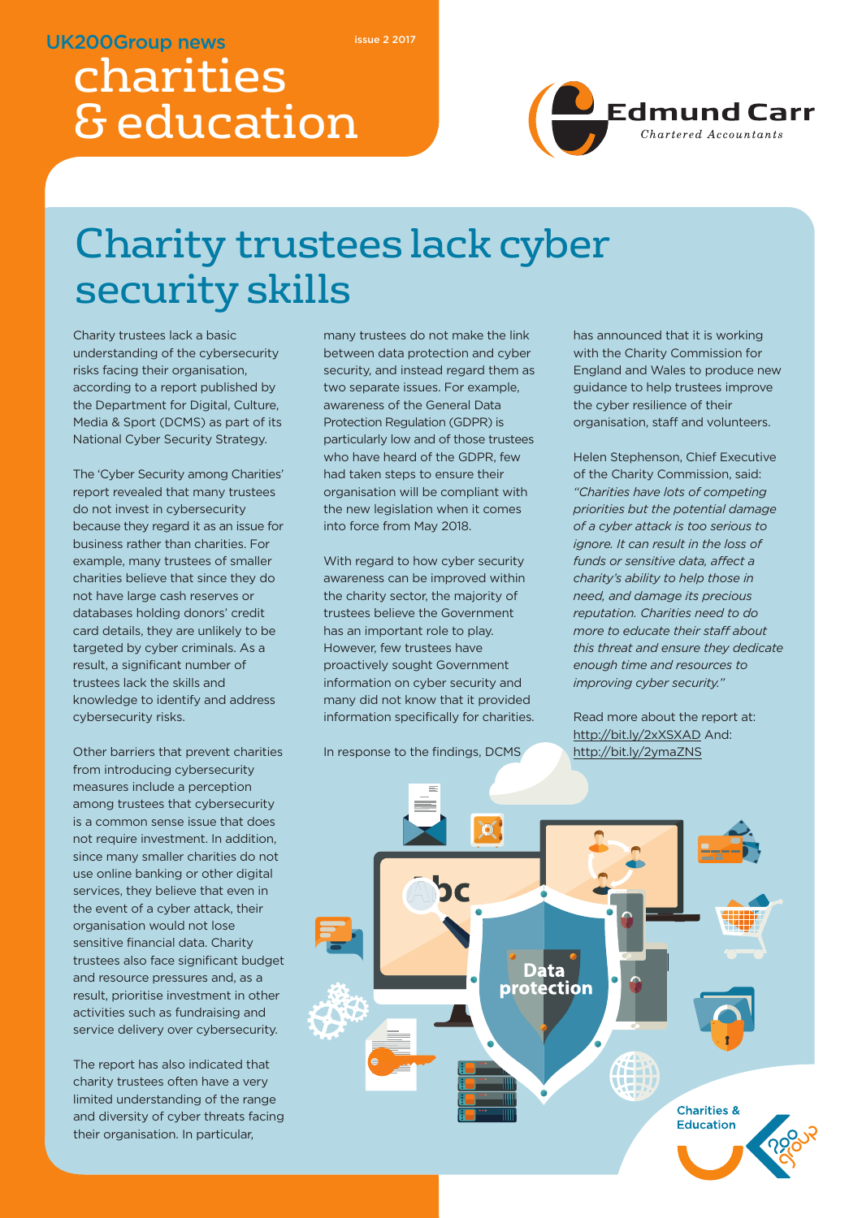UK200Group news

issue 2 2017

# charities & education

Edmund Carr
Chartered Accountants

## Charity trustees lack cyber security skills

Charity trustees lack a basic understanding of the cybersecurity risks facing their organisation, according to a report published by the Department for Digital, Culture, Media & Sport (DCMS) as part of its National Cyber Security Strategy.

The 'Cyber Security among Charities' report revealed that many trustees do not invest in cybersecurity because they regard it as an issue for business rather than charities. For example, many trustees of smaller charities believe that since they do not have large cash reserves or databases holding donors' credit card details, they are unlikely to be targeted by cyber criminals. As a result, a significant number of trustees lack the skills and knowledge to identify and address cybersecurity risks.

Other barriers that prevent charities from introducing cybersecurity measures include a perception among trustees that cybersecurity is a common sense issue that does not require investment. In addition, since many smaller charities do not use online banking or other digital services, they believe that even in the event of a cyber attack, their organisation would not lose sensitive financial data. Charity trustees also face significant budget and resource pressures and, as a result, prioritise investment in other activities such as fundraising and service delivery over cybersecurity.

The report has also indicated that charity trustees often have a very limited understanding of the range and diversity of cyber threats facing their organisation. In particular, many trustees do not make the link between data protection and cyber security, and instead regard them as two separate issues. For example, awareness of the General Data Protection Regulation (GDPR) is particularly low and of those trustees who have heard of the GDPR, few had taken steps to ensure their organisation will be compliant with the new legislation when it comes into force from May 2018.

With regard to how cyber security awareness can be improved within the charity sector, the majority of trustees believe the Government has an important role to play. However, few trustees have proactively sought Government information on cyber security and many did not know that it provided information specifically for charities.

In response to the findings, DCMS has announced that it is working with the Charity Commission for England and Wales to produce new guidance to help trustees improve the cyber resilience of their organisation, staff and volunteers.

Helen Stephenson, Chief Executive of the Charity Commission, said: *"Charities have lots of competing priorities but the potential damage of a cyber attack is too serious to ignore. It can result in the loss of funds or sensitive data, affect a charity's ability to help those in need, and damage its precious reputation. Charities need to do more to educate their staff about this threat and ensure they dedicate enough time and resources to improving cyber security."*

Read more about the report at: http://bit.ly/2xXSXAD And: http://bit.ly/2ymaZNS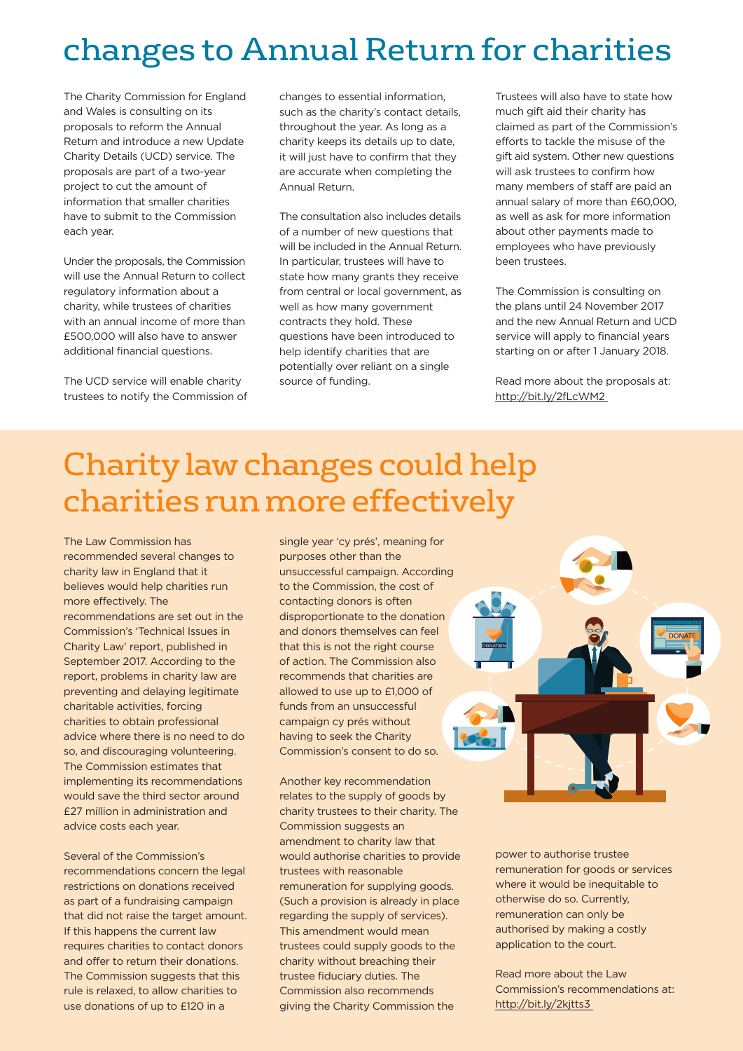# changes to Annual Return for charities

The Charity Commission for England and Wales is consulting on its proposals to reform the Annual Return and introduce a new Update Charity Details (UCD) service. The proposals are part of a two-year project to cut the amount of information that smaller charities have to submit to the Commission each year.

Under the proposals, the Commission will use the Annual Return to collect regulatory information about a charity, while trustees of charities with an annual income of more than £500,000 will also have to answer additional financial questions.

The UCD service will enable charity trustees to notify the Commission of changes to essential information, such as the charity's contact details, throughout the year. As long as a charity keeps its details up to date, it will just have to confirm that they are accurate when completing the Annual Return.

The consultation also includes details of a number of new questions that will be included in the Annual Return. In particular, trustees will have to state how many grants they receive from central or local government, as well as how many government contracts they hold. These questions have been introduced to help identify charities that are potentially over reliant on a single source of funding.

Trustees will also have to state how much gift aid their charity has claimed as part of the Commission's efforts to tackle the misuse of the gift aid system. Other new questions will ask trustees to confirm how many members of staff are paid an annual salary of more than £60,000, as well as ask for more information about other payments made to employees who have previously been trustees.

The Commission is consulting on the plans until 24 November 2017 and the new Annual Return and UCD service will apply to financial years starting on or after 1 January 2018.

Read more about the proposals at: http://bit.ly/2fLcWM2

# Charity law changes could help charities run more effectively

The Law Commission has recommended several changes to charity law in England that it believes would help charities run more effectively. The recommendations are set out in the Commission's 'Technical Issues in Charity Law' report, published in September 2017. According to the report, problems in charity law are preventing and delaying legitimate charitable activities, forcing charities to obtain professional advice where there is no need to do so, and discouraging volunteering. The Commission estimates that implementing its recommendations would save the third sector around £27 million in administration and advice costs each year.

Several of the Commission's recommendations concern the legal restrictions on donations received as part of a fundraising campaign that did not raise the target amount. If this happens the current law requires charities to contact donors and offer to return their donations. The Commission suggests that this rule is relaxed, to allow charities to use donations of up to £120 in a single year 'cy prés', meaning for purposes other than the unsuccessful campaign. According to the Commission, the cost of contacting donors is often disproportionate to the donation and donors themselves can feel that this is not the right course of action. The Commission also recommends that charities are allowed to use up to £1,000 of funds from an unsuccessful campaign cy prés without having to seek the Charity Commission's consent to do so.

Another key recommendation relates to the supply of goods by charity trustees to their charity. The Commission suggests an amendment to charity law that would authorise charities to provide trustees with reasonable remuneration for supplying goods. (Such a provision is already in place regarding the supply of services). This amendment would mean trustees could supply goods to the charity without breaching their trustee fiduciary duties. The Commission also recommends giving the Charity Commission the power to authorise trustee remuneration for goods or services where it would be inequitable to otherwise do so. Currently, remuneration can only be authorised by making a costly application to the court.

Read more about the Law Commission's recommendations at: http://bit.ly/2kjtts3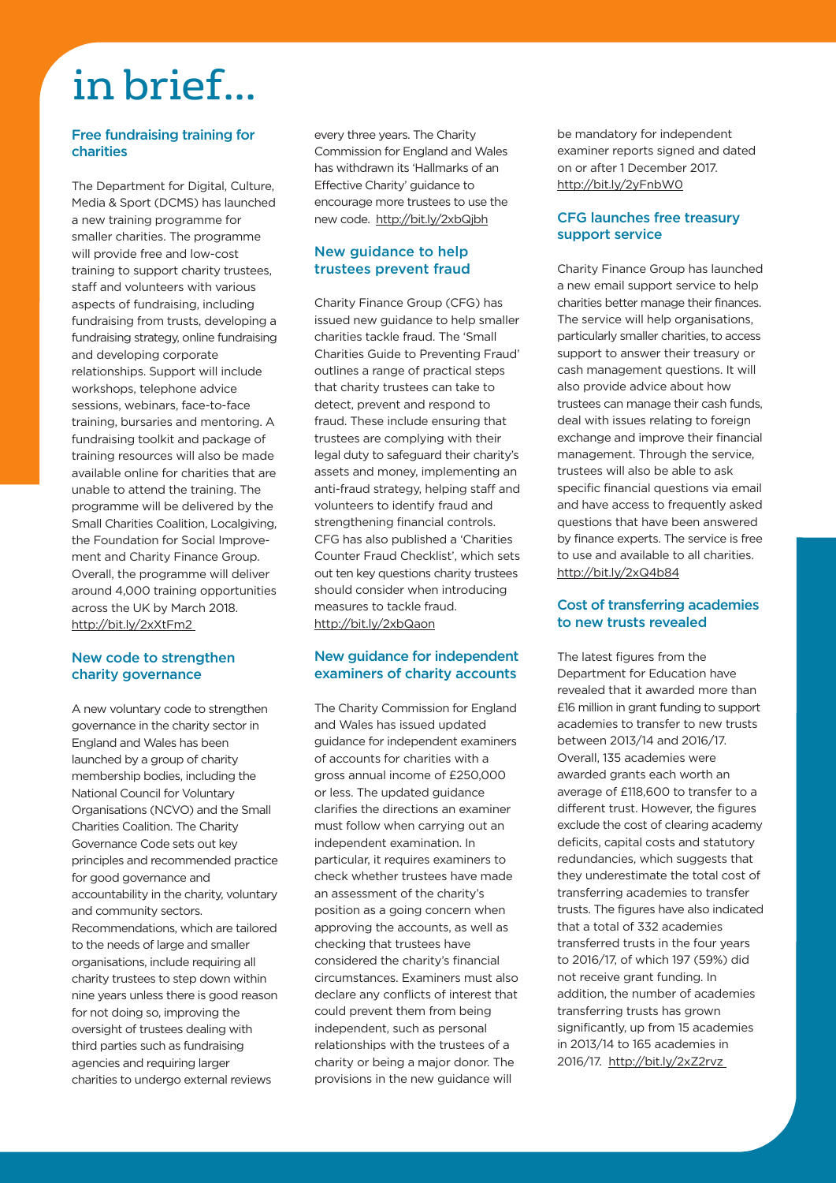# in brief...

## Free fundraising training for charities

The Department for Digital, Culture, Media & Sport (DCMS) has launched a new training programme for smaller charities. The programme will provide free and low-cost training to support charity trustees, staff and volunteers with various aspects of fundraising, including fundraising from trusts, developing a fundraising strategy, online fundraising and developing corporate relationships. Support will include workshops, telephone advice sessions, webinars, face-to-face training, bursaries and mentoring. A fundraising toolkit and package of training resources will also be made available online for charities that are unable to attend the training. The programme will be delivered by the Small Charities Coalition, Localgiving, the Foundation for Social Improvement and Charity Finance Group. Overall, the programme will deliver around 4,000 training opportunities across the UK by March 2018. http://bit.ly/2xXtFm2

## New code to strengthen charity governance

A new voluntary code to strengthen governance in the charity sector in England and Wales has been launched by a group of charity membership bodies, including the National Council for Voluntary Organisations (NCVO) and the Small Charities Coalition. The Charity Governance Code sets out key principles and recommended practice for good governance and accountability in the charity, voluntary and community sectors. Recommendations, which are tailored to the needs of large and smaller organisations, include requiring all charity trustees to step down within nine years unless there is good reason for not doing so, improving the oversight of trustees dealing with third parties such as fundraising agencies and requiring larger charities to undergo external reviews every three years. The Charity Commission for England and Wales has withdrawn its 'Hallmarks of an Effective Charity' guidance to encourage more trustees to use the new code. http://bit.ly/2xbQjbh

## New guidance to help trustees prevent fraud

Charity Finance Group (CFG) has issued new guidance to help smaller charities tackle fraud. The 'Small Charities Guide to Preventing Fraud' outlines a range of practical steps that charity trustees can take to detect, prevent and respond to fraud. These include ensuring that trustees are complying with their legal duty to safeguard their charity's assets and money, implementing an anti-fraud strategy, helping staff and volunteers to identify fraud and strengthening financial controls. CFG has also published a 'Charities Counter Fraud Checklist', which sets out ten key questions charity trustees should consider when introducing measures to tackle fraud. http://bit.ly/2xbQaon

## New guidance for independent examiners of charity accounts

The Charity Commission for England and Wales has issued updated guidance for independent examiners of accounts for charities with a gross annual income of £250,000 or less. The updated guidance clarifies the directions an examiner must follow when carrying out an independent examination. In particular, it requires examiners to check whether trustees have made an assessment of the charity's position as a going concern when approving the accounts, as well as checking that trustees have considered the charity's financial circumstances. Examiners must also declare any conflicts of interest that could prevent them from being independent, such as personal relationships with the trustees of a charity or being a major donor. The provisions in the new guidance will be mandatory for independent examiner reports signed and dated on or after 1 December 2017. http://bit.ly/2yFnbW0

## CFG launches free treasury support service

Charity Finance Group has launched a new email support service to help charities better manage their finances. The service will help organisations, particularly smaller charities, to access support to answer their treasury or cash management questions. It will also provide advice about how trustees can manage their cash funds, deal with issues relating to foreign exchange and improve their financial management. Through the service, trustees will also be able to ask specific financial questions via email and have access to frequently asked questions that have been answered by finance experts. The service is free to use and available to all charities. http://bit.ly/2xQ4b84

## Cost of transferring academies to new trusts revealed

The latest figures from the Department for Education have revealed that it awarded more than £16 million in grant funding to support academies to transfer to new trusts between 2013/14 and 2016/17. Overall, 135 academies were awarded grants each worth an average of £118,600 to transfer to a different trust. However, the figures exclude the cost of clearing academy deficits, capital costs and statutory redundancies, which suggests that they underestimate the total cost of transferring academies to transfer trusts. The figures have also indicated that a total of 332 academies transferred trusts in the four years to 2016/17, of which 197 (59%) did not receive grant funding. In addition, the number of academies transferring trusts has grown significantly, up from 15 academies in 2013/14 to 165 academies in 2016/17. http://bit.ly/2xZ2rvz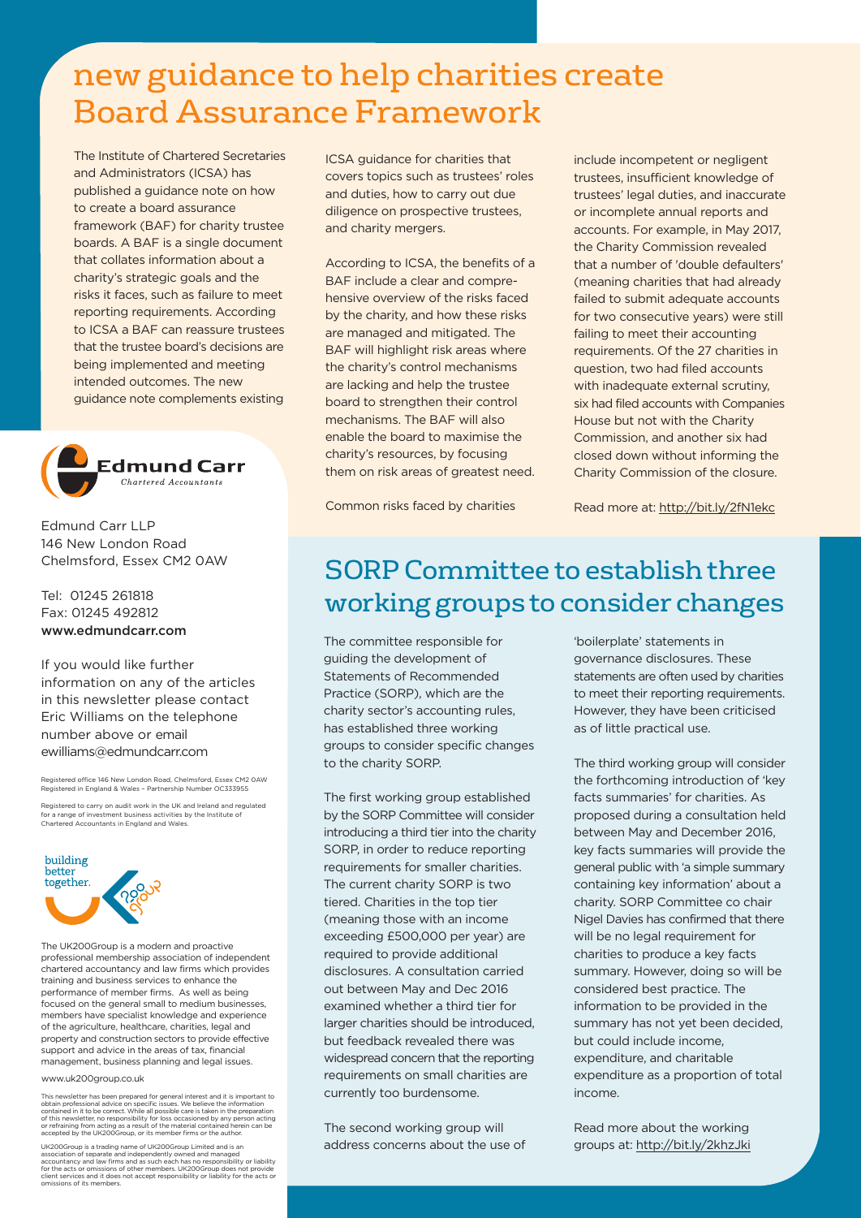# new guidance to help charities create Board Assurance Framework

The Institute of Chartered Secretaries and Administrators (ICSA) has published a guidance note on how to create a board assurance framework (BAF) for charity trustee boards. A BAF is a single document that collates information about a charity's strategic goals and the risks it faces, such as failure to meet reporting requirements. According to ICSA a BAF can reassure trustees that the trustee board's decisions are being implemented and meeting intended outcomes. The new guidance note complements existing ICSA guidance for charities that covers topics such as trustees' roles and duties, how to carry out due diligence on prospective trustees, and charity mergers.

According to ICSA, the benefits of a BAF include a clear and comprehensive overview of the risks faced by the charity, and how these risks are managed and mitigated. The BAF will highlight risk areas where the charity's control mechanisms are lacking and help the trustee board to strengthen their control mechanisms. The BAF will also enable the board to maximise the charity's resources, by focusing them on risk areas of greatest need.

Common risks faced by charities include incompetent or negligent trustees, insufficient knowledge of trustees' legal duties, and inaccurate or incomplete annual reports and accounts. For example, in May 2017, the Charity Commission revealed that a number of 'double defaulters' (meaning charities that had already failed to submit adequate accounts for two consecutive years) were still failing to meet their accounting requirements. Of the 27 charities in question, two had filed accounts with inadequate external scrutiny, six had filed accounts with Companies House but not with the Charity Commission, and another six had closed down without informing the Charity Commission of the closure.

Read more at: http://bit.ly/2fN1ekc

# SORP Committee to establish three working groups to consider changes

The committee responsible for guiding the development of Statements of Recommended Practice (SORP), which are the charity sector's accounting rules, has established three working groups to consider specific changes to the charity SORP.

The first working group established by the SORP Committee will consider introducing a third tier into the charity SORP, in order to reduce reporting requirements for smaller charities. The current charity SORP is two tiered. Charities in the top tier (meaning those with an income exceeding £500,000 per year) are required to provide additional disclosures. A consultation carried out between May and Dec 2016 examined whether a third tier for larger charities should be introduced, but feedback revealed there was widespread concern that the reporting requirements on small charities are currently too burdensome.

The second working group will address concerns about the use of 'boilerplate' statements in governance disclosures. These statements are often used by charities to meet their reporting requirements. However, they have been criticised as of little practical use.

The third working group will consider the forthcoming introduction of 'key facts summaries' for charities. As proposed during a consultation held between May and December 2016, key facts summaries will provide the general public with 'a simple summary containing key information' about a charity. SORP Committee co chair Nigel Davies has confirmed that there will be no legal requirement for charities to produce a key facts summary. However, doing so will be considered best practice. The information to be provided in the summary has not yet been decided, but could include income, expenditure, and charitable expenditure as a proportion of total income.

Read more about the working groups at: http://bit.ly/2khzJki

---

**Edmund Carr**
*Chartered Accountants*

Edmund Carr LLP
146 New London Road
Chelmsford, Essex CM2 0AW

Tel: 01245 261818
Fax: 01245 492812
**www.edmundcarr.com**

If you would like further information on any of the articles in this newsletter please contact Eric Williams on the telephone number above or email ewilliams@edmundcarr.com

Registered office 146 New London Road, Chelmsford, Essex CM2 0AW
Registered in England & Wales - Partnership Number OC333955

Registered to carry on audit work in the UK and Ireland and regulated for a range of investment business activities by the Institute of Chartered Accountants in England and Wales.

building better together.

The UK200Group is a modern and proactive professional membership association of independent chartered accountancy and law firms which provides training and business services to enhance the performance of member firms. As well as being focused on the general small to medium businesses, members have specialist knowledge and experience of the agriculture, healthcare, charities, legal and property and construction sectors to provide effective support and advice in the areas of tax, financial management, business planning and legal issues.

www.uk200group.co.uk

This newsletter has been prepared for general interest and it is important to obtain professional advice on specific issues. We believe the information contained in it to be correct. While all possible care is taken in the preparation of this newsletter, no responsibility for loss occasioned by any person acting or refraining from acting as a result of the material contained herein can be accepted by the UK200Group, or its member firms or the author.

UK200Group is a trading name of UK200Group Limited and is an association of separate and independently owned and managed accountancy and law firms and as such each has no responsibility or liability for the acts or omissions of other members. UK200Group does not provide client services and it does not accept responsibility or liability for the acts or omissions of its members.